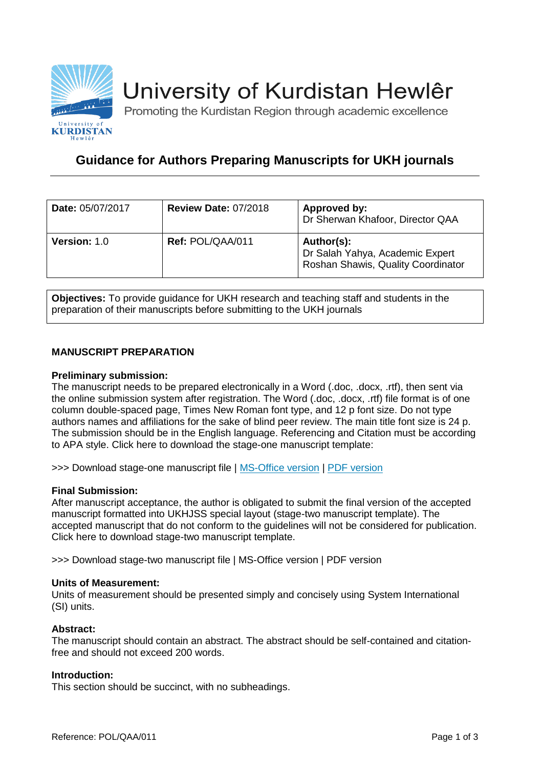# University of Kurdistan Hewlêr

Promoting the Kurdistan Region through academic excellence

## Guidance for Authors Preparing Manuscripts for UKH journals

| **Date:** 05/07/2017 | **Review Date:** 07/2018 | **Approved by:** Dr Sherwan Khafoor, Director QAA |
|---|---|---|
| **Version:** 1.0 | **Ref:** POL/QAA/011 | **Author(s):** Dr Salah Yahya, Academic Expert Roshan Shawis, Quality Coordinator |

**Objectives:** To provide guidance for UKH research and teaching staff and students in the preparation of their manuscripts before submitting to the UKH journals

### MANUSCRIPT PREPARATION

**Preliminary submission:**
The manuscript needs to be prepared electronically in a Word (.doc, .docx, .rtf), then sent via the online submission system after registration. The Word (.doc, .docx, .rtf) file format is of one column double-spaced page, Times New Roman font type, and 12 p font size. Do not type authors names and affiliations for the sake of blind peer review. The main title font size is 24 p. The submission should be in the English language. Referencing and Citation must be according to APA style. Click here to download the stage-one manuscript template:

>>> Download stage-one manuscript file | MS-Office version | PDF version

**Final Submission:**
After manuscript acceptance, the author is obligated to submit the final version of the accepted manuscript formatted into UKHJSS special layout (stage-two manuscript template). The accepted manuscript that do not conform to the guidelines will not be considered for publication. Click here to download stage-two manuscript template.

>>> Download stage-two manuscript file | MS-Office version | PDF version

**Units of Measurement:**
Units of measurement should be presented simply and concisely using System International (SI) units.

**Abstract:**
The manuscript should contain an abstract. The abstract should be self-contained and citation-free and should not exceed 200 words.

**Introduction:**
This section should be succinct, with no subheadings.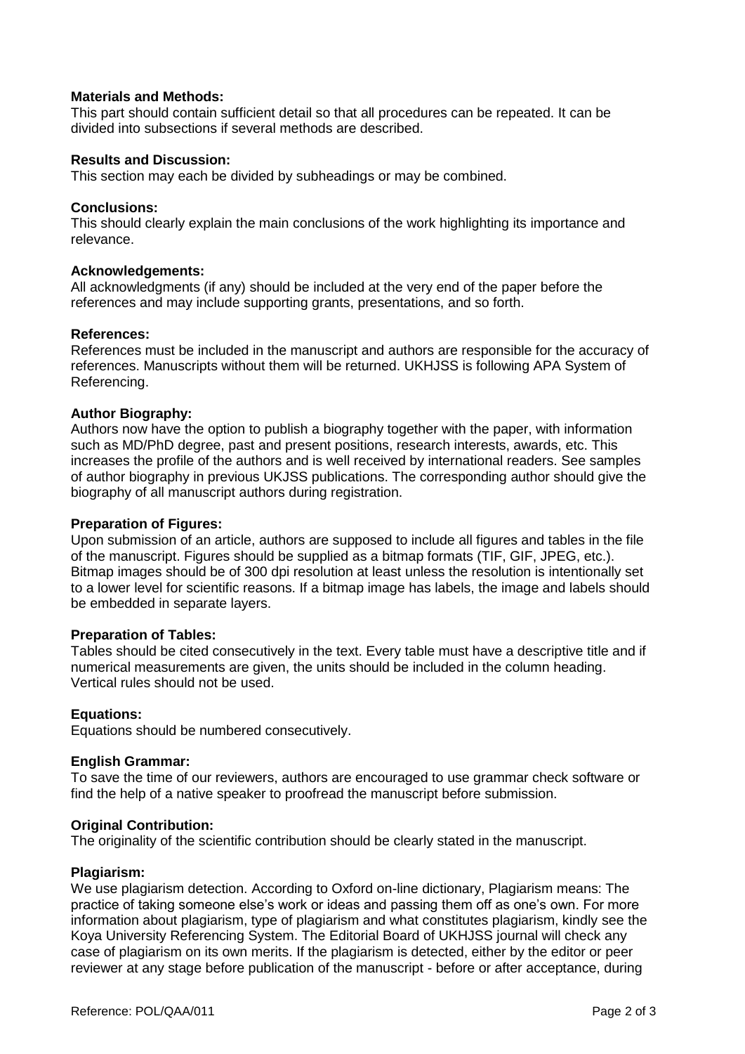**Materials and Methods:**
This part should contain sufficient detail so that all procedures can be repeated. It can be divided into subsections if several methods are described.

**Results and Discussion:**
This section may each be divided by subheadings or may be combined.

**Conclusions:**
This should clearly explain the main conclusions of the work highlighting its importance and relevance.

**Acknowledgements:**
All acknowledgments (if any) should be included at the very end of the paper before the references and may include supporting grants, presentations, and so forth.

**References:**
References must be included in the manuscript and authors are responsible for the accuracy of references. Manuscripts without them will be returned. UKHJSS is following APA System of Referencing.

**Author Biography:**
Authors now have the option to publish a biography together with the paper, with information such as MD/PhD degree, past and present positions, research interests, awards, etc. This increases the profile of the authors and is well received by international readers. See samples of author biography in previous UKJSS publications. The corresponding author should give the biography of all manuscript authors during registration.

**Preparation of Figures:**
Upon submission of an article, authors are supposed to include all figures and tables in the file of the manuscript. Figures should be supplied as a bitmap formats (TIF, GIF, JPEG, etc.). Bitmap images should be of 300 dpi resolution at least unless the resolution is intentionally set to a lower level for scientific reasons. If a bitmap image has labels, the image and labels should be embedded in separate layers.

**Preparation of Tables:**
Tables should be cited consecutively in the text. Every table must have a descriptive title and if numerical measurements are given, the units should be included in the column heading. Vertical rules should not be used.

**Equations:**
Equations should be numbered consecutively.

**English Grammar:**
To save the time of our reviewers, authors are encouraged to use grammar check software or find the help of a native speaker to proofread the manuscript before submission.

**Original Contribution:**
The originality of the scientific contribution should be clearly stated in the manuscript.

**Plagiarism:**
We use plagiarism detection. According to Oxford on-line dictionary, Plagiarism means: The practice of taking someone else's work or ideas and passing them off as one's own. For more information about plagiarism, type of plagiarism and what constitutes plagiarism, kindly see the Koya University Referencing System. The Editorial Board of UKHJSS journal will check any case of plagiarism on its own merits. If the plagiarism is detected, either by the editor or peer reviewer at any stage before publication of the manuscript - before or after acceptance, during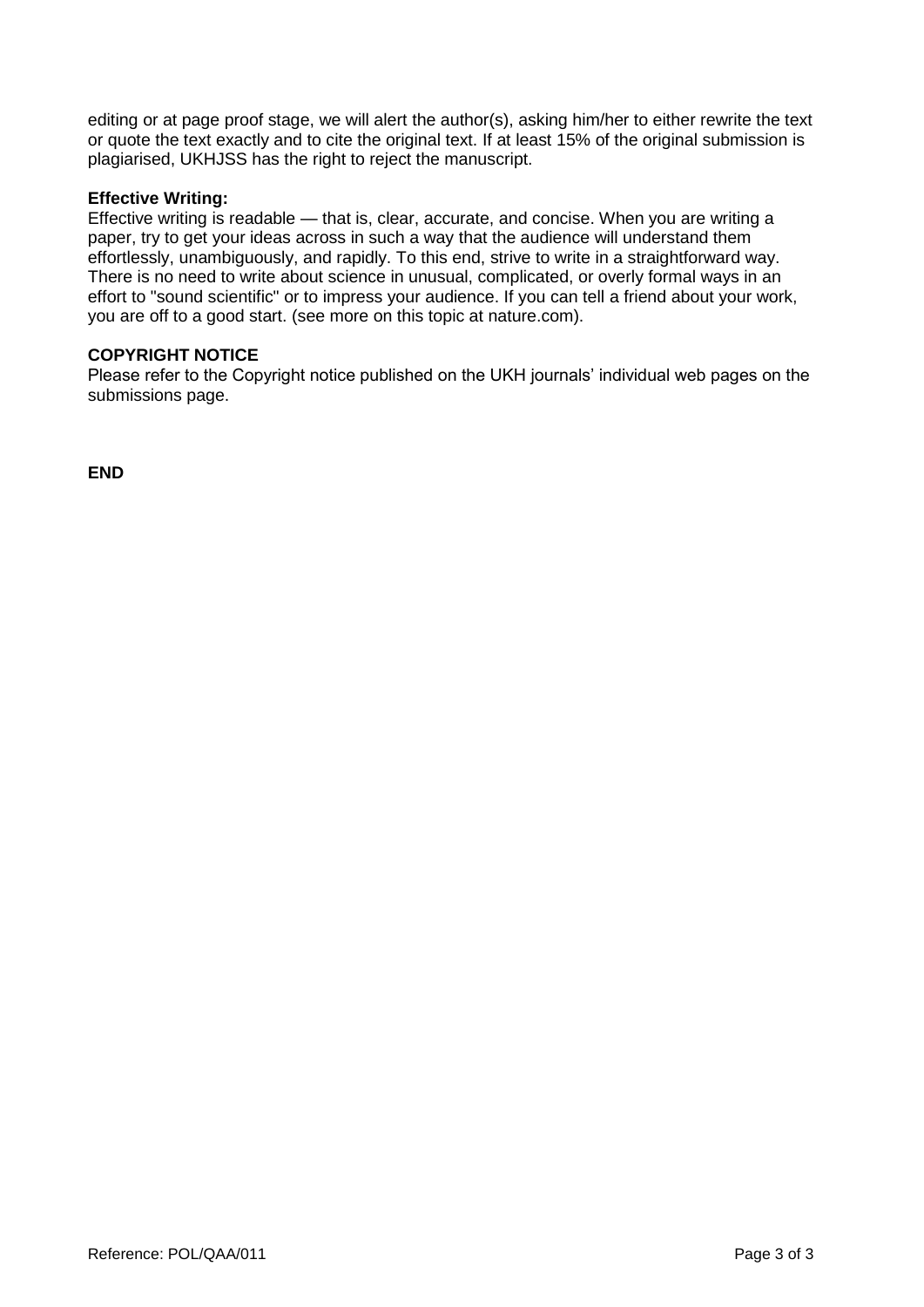editing or at page proof stage, we will alert the author(s), asking him/her to either rewrite the text or quote the text exactly and to cite the original text. If at least 15% of the original submission is plagiarised, UKHJSS has the right to reject the manuscript.

**Effective Writing:**

Effective writing is readable — that is, clear, accurate, and concise. When you are writing a paper, try to get your ideas across in such a way that the audience will understand them effortlessly, unambiguously, and rapidly. To this end, strive to write in a straightforward way. There is no need to write about science in unusual, complicated, or overly formal ways in an effort to "sound scientific" or to impress your audience. If you can tell a friend about your work, you are off to a good start. (see more on this topic at nature.com).

**COPYRIGHT NOTICE**

Please refer to the Copyright notice published on the UKH journals' individual web pages on the submissions page.

**END**

Reference: POL/QAA/011